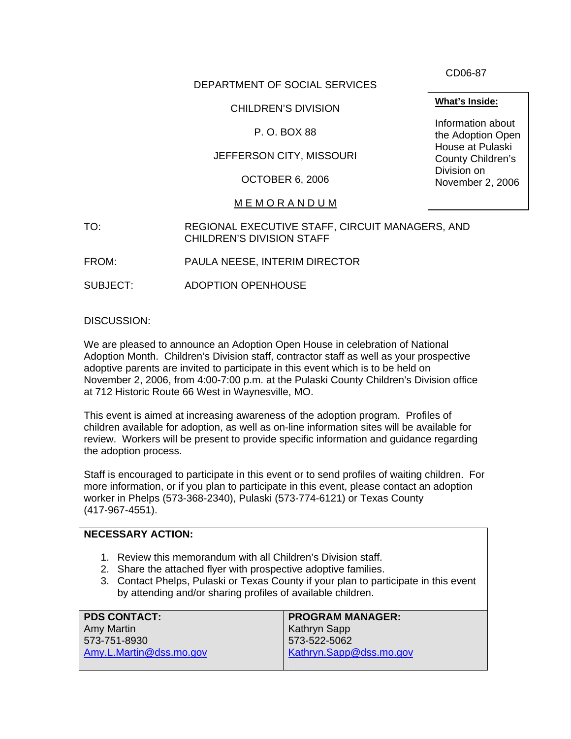CD06-87

DEPARTMENT OF SOCIAL SERVICES

CHILDREN'S DIVISION

P. O. BOX 88

JEFFERSON CITY, MISSOURI

OCTOBER 6, 2006

**What's Inside:**

Information about the Adoption Open House at Pulaski County Children's Division on November 2, 2006

M E M O R A N D U M

TO: REGIONAL EXECUTIVE STAFF, CIRCUIT MANAGERS, AND CHILDREN'S DIVISION STAFF

FROM: PAULA NEESE, INTERIM DIRECTOR

SUBJECT: ADOPTION OPENHOUSE

DISCUSSION:

We are pleased to announce an Adoption Open House in celebration of National Adoption Month. Children's Division staff, contractor staff as well as your prospective adoptive parents are invited to participate in this event which is to be held on November 2, 2006, from 4:00-7:00 p.m. at the Pulaski County Children's Division office at 712 Historic Route 66 West in Waynesville, MO.

This event is aimed at increasing awareness of the adoption program. Profiles of children available for adoption, as well as on-line information sites will be available for review. Workers will be present to provide specific information and guidance regarding the adoption process.

Staff is encouraged to participate in this event or to send profiles of waiting children. For more information, or if you plan to participate in this event, please contact an adoption worker in Phelps (573-368-2340), Pulaski (573-774-6121) or Texas County (417-967-4551).

**NECESSARY ACTION:**

1. Review this memorandum with all Children's Division staff.
2. Share the attached flyer with prospective adoptive families.
3. Contact Phelps, Pulaski or Texas County if your plan to participate in this event by attending and/or sharing profiles of available children.

| **PDS CONTACT:** | **PROGRAM MANAGER:** |
|---|---|
| Amy Martin<br>573-751-8930<br>Amy.L.Martin@dss.mo.gov | Kathryn Sapp<br>573-522-5062<br>Kathryn.Sapp@dss.mo.gov |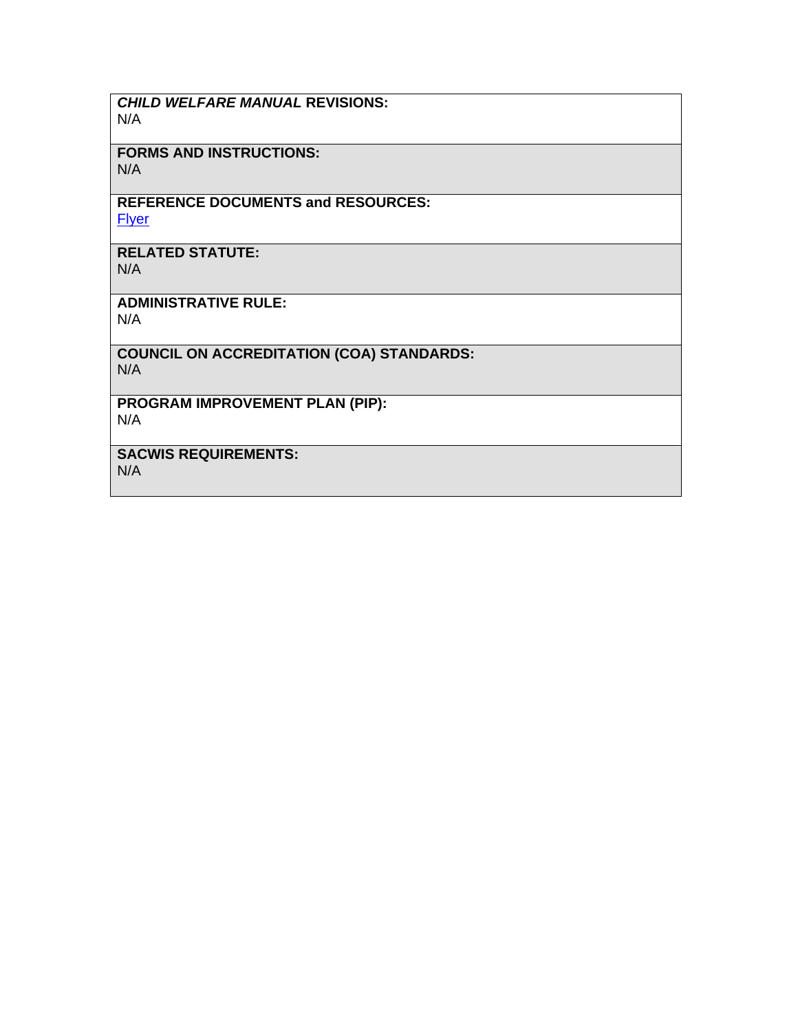***CHILD WELFARE MANUAL* REVISIONS:**
N/A

**FORMS AND INSTRUCTIONS:**
N/A

**REFERENCE DOCUMENTS and RESOURCES:**
Flyer

**RELATED STATUTE:**
N/A

**ADMINISTRATIVE RULE:**
N/A

**COUNCIL ON ACCREDITATION (COA) STANDARDS:**
N/A

**PROGRAM IMPROVEMENT PLAN (PIP):**
N/A

**SACWIS REQUIREMENTS:**
N/A